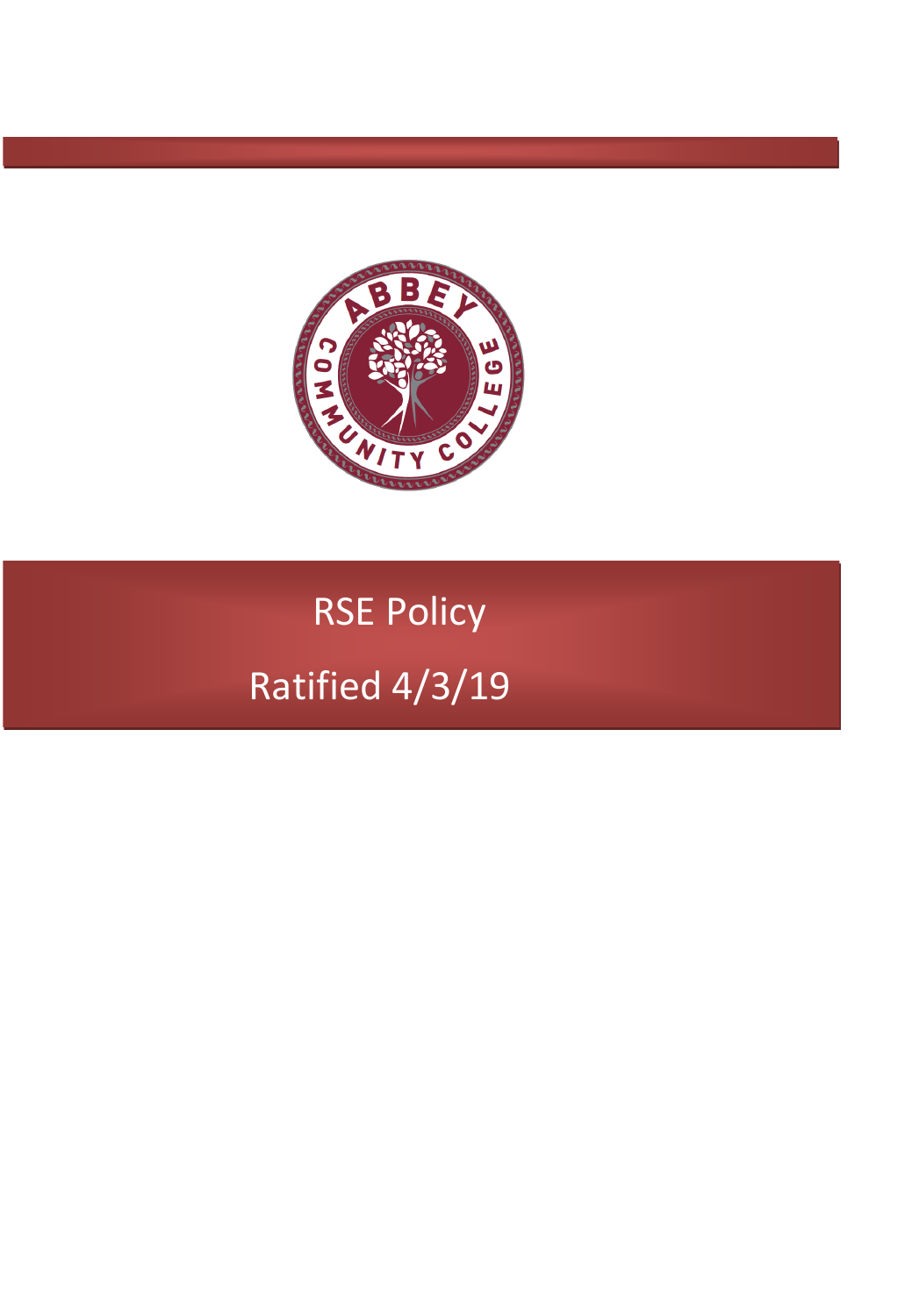# RSE Policy

Ratified 4/3/19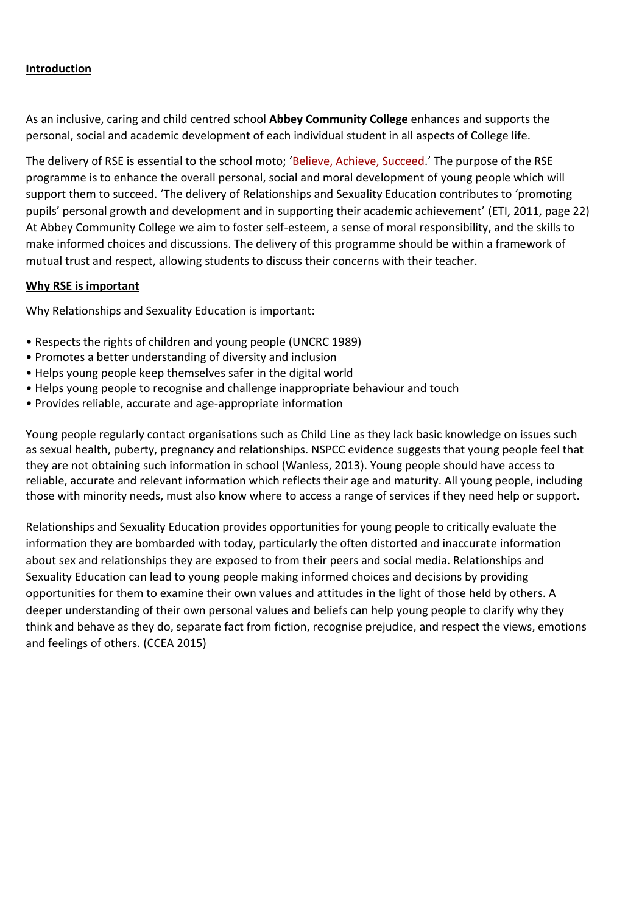**Introduction**

As an inclusive, caring and child centred school **Abbey Community College** enhances and supports the personal, social and academic development of each individual student in all aspects of College life.

The delivery of RSE is essential to the school moto; 'Believe, Achieve, Succeed.' The purpose of the RSE programme is to enhance the overall personal, social and moral development of young people which will support them to succeed. 'The delivery of Relationships and Sexuality Education contributes to 'promoting pupils' personal growth and development and in supporting their academic achievement' (ETI, 2011, page 22) At Abbey Community College we aim to foster self-esteem, a sense of moral responsibility, and the skills to make informed choices and discussions. The delivery of this programme should be within a framework of mutual trust and respect, allowing students to discuss their concerns with their teacher.

**Why RSE is important**

Why Relationships and Sexuality Education is important:

- Respects the rights of children and young people (UNCRC 1989)
- Promotes a better understanding of diversity and inclusion
- Helps young people keep themselves safer in the digital world
- Helps young people to recognise and challenge inappropriate behaviour and touch
- Provides reliable, accurate and age-appropriate information

Young people regularly contact organisations such as Child Line as they lack basic knowledge on issues such as sexual health, puberty, pregnancy and relationships. NSPCC evidence suggests that young people feel that they are not obtaining such information in school (Wanless, 2013). Young people should have access to reliable, accurate and relevant information which reflects their age and maturity. All young people, including those with minority needs, must also know where to access a range of services if they need help or support.

Relationships and Sexuality Education provides opportunities for young people to critically evaluate the information they are bombarded with today, particularly the often distorted and inaccurate information about sex and relationships they are exposed to from their peers and social media. Relationships and Sexuality Education can lead to young people making informed choices and decisions by providing opportunities for them to examine their own values and attitudes in the light of those held by others. A deeper understanding of their own personal values and beliefs can help young people to clarify why they think and behave as they do, separate fact from fiction, recognise prejudice, and respect the views, emotions and feelings of others. (CCEA 2015)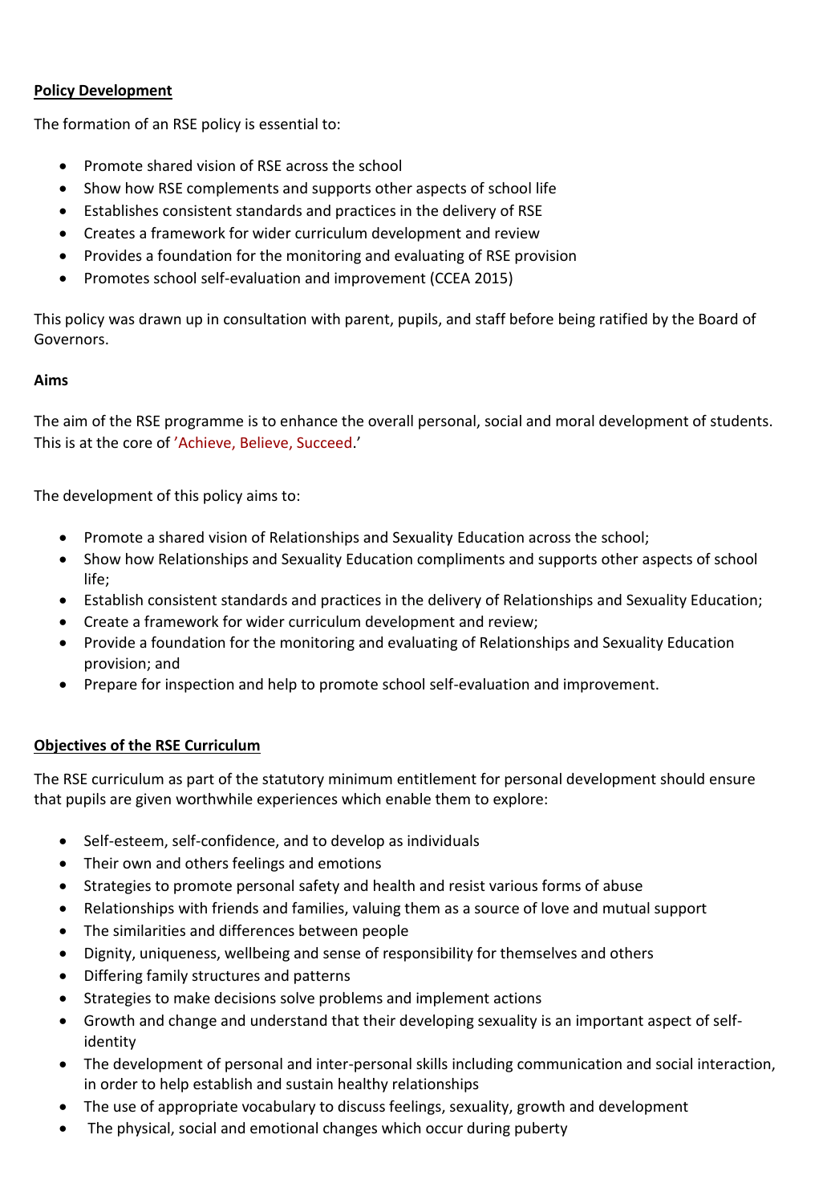## <u>Policy Development</u>

The formation of an RSE policy is essential to:

- Promote shared vision of RSE across the school
- Show how RSE complements and supports other aspects of school life
- Establishes consistent standards and practices in the delivery of RSE
- Creates a framework for wider curriculum development and review
- Provides a foundation for the monitoring and evaluating of RSE provision
- Promotes school self-evaluation and improvement (CCEA 2015)

This policy was drawn up in consultation with parent, pupils, and staff before being ratified by the Board of Governors.

### Aims

The aim of the RSE programme is to enhance the overall personal, social and moral development of students. This is at the core of 'Achieve, Believe, Succeed.'

The development of this policy aims to:

- Promote a shared vision of Relationships and Sexuality Education across the school;
- Show how Relationships and Sexuality Education compliments and supports other aspects of school life;
- Establish consistent standards and practices in the delivery of Relationships and Sexuality Education;
- Create a framework for wider curriculum development and review;
- Provide a foundation for the monitoring and evaluating of Relationships and Sexuality Education provision; and
- Prepare for inspection and help to promote school self-evaluation and improvement.

## <u>Objectives of the RSE Curriculum</u>

The RSE curriculum as part of the statutory minimum entitlement for personal development should ensure that pupils are given worthwhile experiences which enable them to explore:

- Self-esteem, self-confidence, and to develop as individuals
- Their own and others feelings and emotions
- Strategies to promote personal safety and health and resist various forms of abuse
- Relationships with friends and families, valuing them as a source of love and mutual support
- The similarities and differences between people
- Dignity, uniqueness, wellbeing and sense of responsibility for themselves and others
- Differing family structures and patterns
- Strategies to make decisions solve problems and implement actions
- Growth and change and understand that their developing sexuality is an important aspect of self-identity
- The development of personal and inter-personal skills including communication and social interaction, in order to help establish and sustain healthy relationships
- The use of appropriate vocabulary to discuss feelings, sexuality, growth and development
- The physical, social and emotional changes which occur during puberty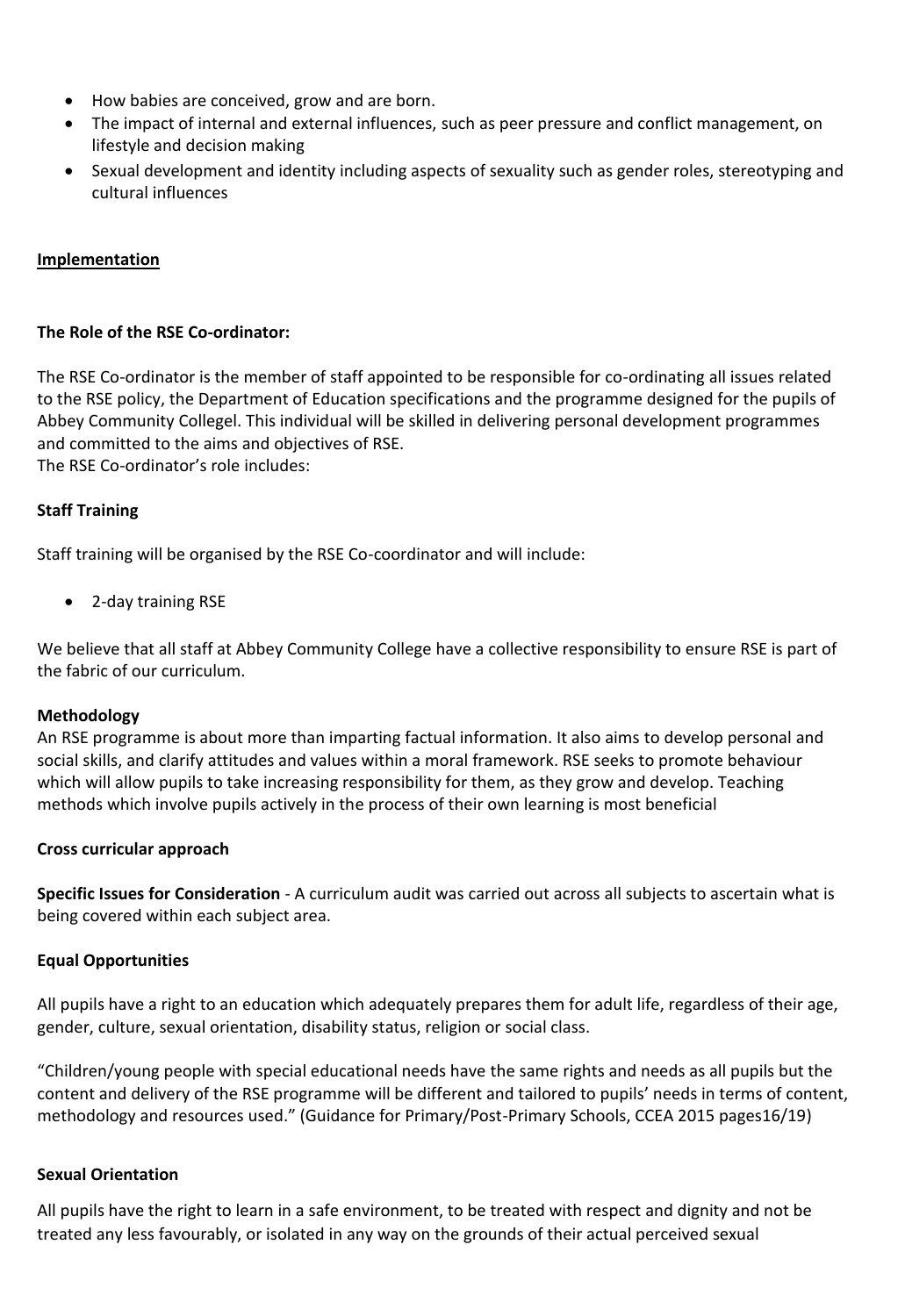- How babies are conceived, grow and are born.
- The impact of internal and external influences, such as peer pressure and conflict management, on lifestyle and decision making
- Sexual development and identity including aspects of sexuality such as gender roles, stereotyping and cultural influences

**Implementation**

**The Role of the RSE Co-ordinator:**

The RSE Co-ordinator is the member of staff appointed to be responsible for co-ordinating all issues related to the RSE policy, the Department of Education specifications and the programme designed for the pupils of Abbey Community Collegel. This individual will be skilled in delivering personal development programmes and committed to the aims and objectives of RSE.
The RSE Co-ordinator's role includes:

**Staff Training**

Staff training will be organised by the RSE Co-coordinator and will include:

- 2-day training RSE

We believe that all staff at Abbey Community College have a collective responsibility to ensure RSE is part of the fabric of our curriculum.

**Methodology**

An RSE programme is about more than imparting factual information. It also aims to develop personal and social skills, and clarify attitudes and values within a moral framework. RSE seeks to promote behaviour which will allow pupils to take increasing responsibility for them, as they grow and develop. Teaching methods which involve pupils actively in the process of their own learning is most beneficial

**Cross curricular approach**

**Specific Issues for Consideration** - A curriculum audit was carried out across all subjects to ascertain what is being covered within each subject area.

**Equal Opportunities**

All pupils have a right to an education which adequately prepares them for adult life, regardless of their age, gender, culture, sexual orientation, disability status, religion or social class.

"Children/young people with special educational needs have the same rights and needs as all pupils but the content and delivery of the RSE programme will be different and tailored to pupils' needs in terms of content, methodology and resources used." (Guidance for Primary/Post-Primary Schools, CCEA 2015 pages16/19)

**Sexual Orientation**

All pupils have the right to learn in a safe environment, to be treated with respect and dignity and not be treated any less favourably, or isolated in any way on the grounds of their actual perceived sexual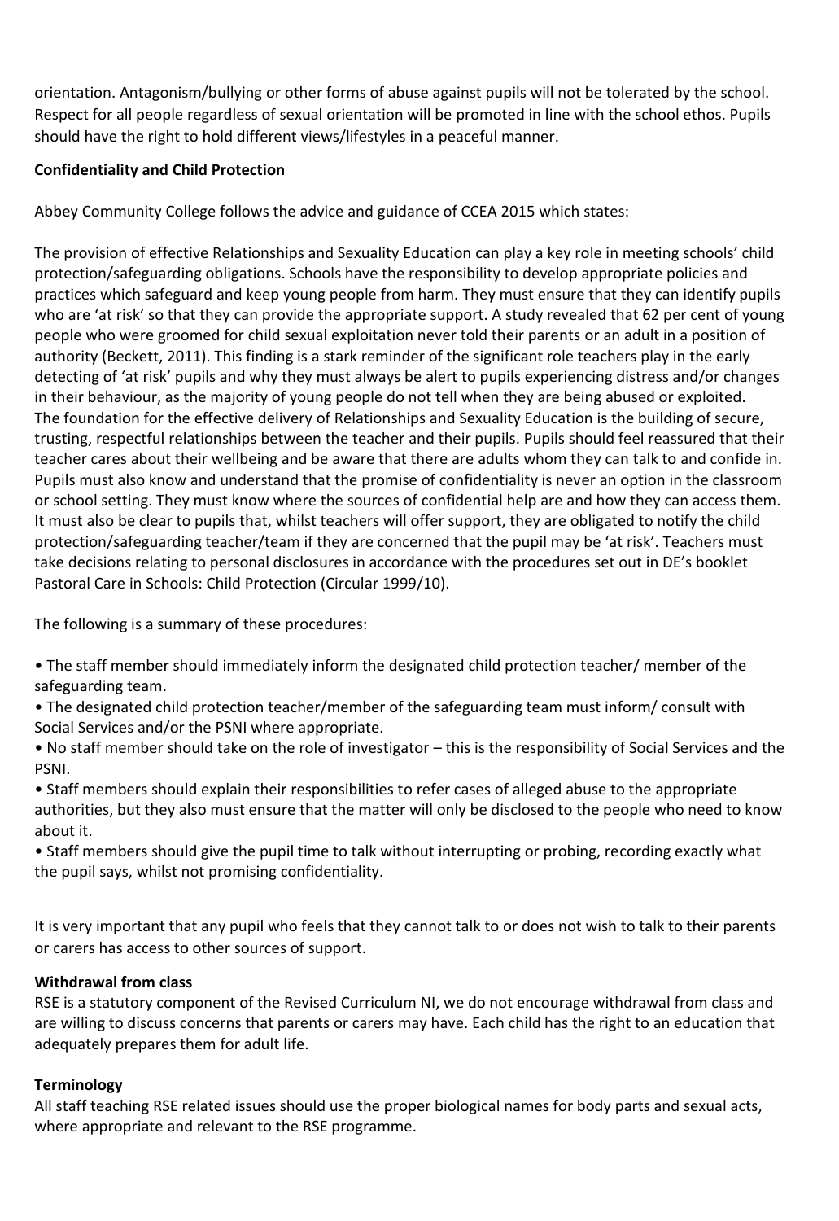orientation. Antagonism/bullying or other forms of abuse against pupils will not be tolerated by the school. Respect for all people regardless of sexual orientation will be promoted in line with the school ethos. Pupils should have the right to hold different views/lifestyles in a peaceful manner.

**Confidentiality and Child Protection**

Abbey Community College follows the advice and guidance of CCEA 2015 which states:

The provision of effective Relationships and Sexuality Education can play a key role in meeting schools' child protection/safeguarding obligations. Schools have the responsibility to develop appropriate policies and practices which safeguard and keep young people from harm. They must ensure that they can identify pupils who are 'at risk' so that they can provide the appropriate support. A study revealed that 62 per cent of young people who were groomed for child sexual exploitation never told their parents or an adult in a position of authority (Beckett, 2011). This finding is a stark reminder of the significant role teachers play in the early detecting of 'at risk' pupils and why they must always be alert to pupils experiencing distress and/or changes in their behaviour, as the majority of young people do not tell when they are being abused or exploited. The foundation for the effective delivery of Relationships and Sexuality Education is the building of secure, trusting, respectful relationships between the teacher and their pupils. Pupils should feel reassured that their teacher cares about their wellbeing and be aware that there are adults whom they can talk to and confide in. Pupils must also know and understand that the promise of confidentiality is never an option in the classroom or school setting. They must know where the sources of confidential help are and how they can access them. It must also be clear to pupils that, whilst teachers will offer support, they are obligated to notify the child protection/safeguarding teacher/team if they are concerned that the pupil may be 'at risk'. Teachers must take decisions relating to personal disclosures in accordance with the procedures set out in DE's booklet Pastoral Care in Schools: Child Protection (Circular 1999/10).

The following is a summary of these procedures:

- The staff member should immediately inform the designated child protection teacher/ member of the safeguarding team.
- The designated child protection teacher/member of the safeguarding team must inform/ consult with Social Services and/or the PSNI where appropriate.
- No staff member should take on the role of investigator – this is the responsibility of Social Services and the PSNI.
- Staff members should explain their responsibilities to refer cases of alleged abuse to the appropriate authorities, but they also must ensure that the matter will only be disclosed to the people who need to know about it.
- Staff members should give the pupil time to talk without interrupting or probing, recording exactly what the pupil says, whilst not promising confidentiality.

It is very important that any pupil who feels that they cannot talk to or does not wish to talk to their parents or carers has access to other sources of support.

**Withdrawal from class**

RSE is a statutory component of the Revised Curriculum NI, we do not encourage withdrawal from class and are willing to discuss concerns that parents or carers may have. Each child has the right to an education that adequately prepares them for adult life.

**Terminology**

All staff teaching RSE related issues should use the proper biological names for body parts and sexual acts, where appropriate and relevant to the RSE programme.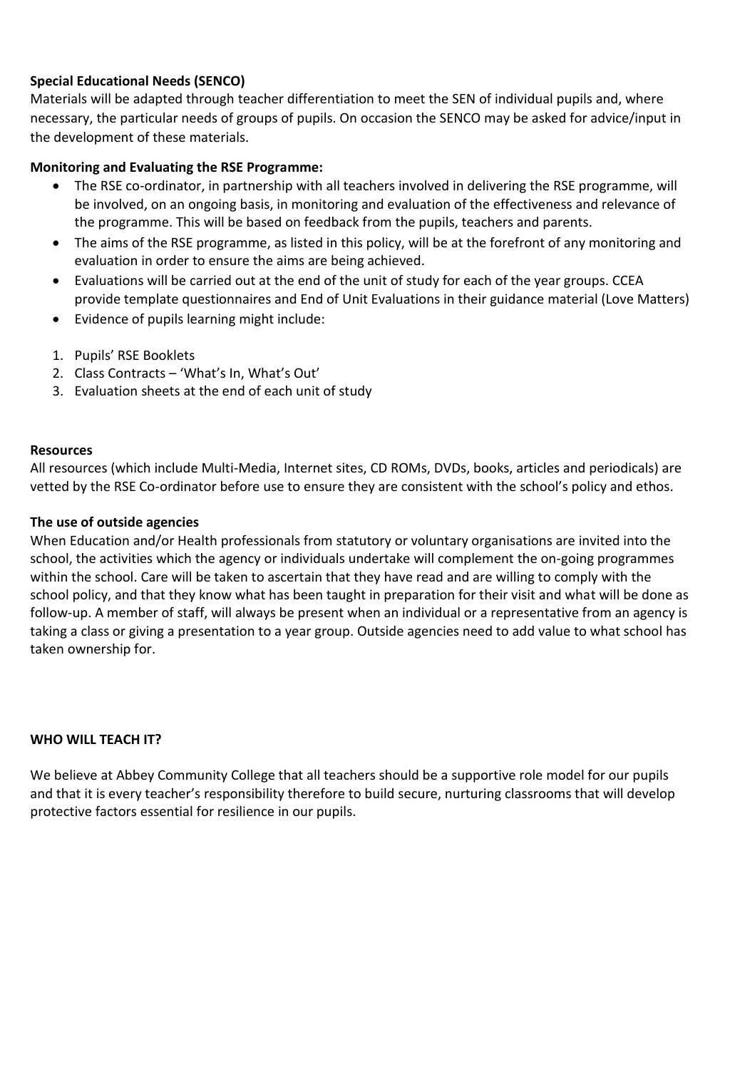**Special Educational Needs (SENCO)**

Materials will be adapted through teacher differentiation to meet the SEN of individual pupils and, where necessary, the particular needs of groups of pupils. On occasion the SENCO may be asked for advice/input in the development of these materials.

**Monitoring and Evaluating the RSE Programme:**

- The RSE co-ordinator, in partnership with all teachers involved in delivering the RSE programme, will be involved, on an ongoing basis, in monitoring and evaluation of the effectiveness and relevance of the programme. This will be based on feedback from the pupils, teachers and parents.
- The aims of the RSE programme, as listed in this policy, will be at the forefront of any monitoring and evaluation in order to ensure the aims are being achieved.
- Evaluations will be carried out at the end of the unit of study for each of the year groups. CCEA provide template questionnaires and End of Unit Evaluations in their guidance material (Love Matters)
- Evidence of pupils learning might include:

1. Pupils' RSE Booklets
2. Class Contracts – 'What's In, What's Out'
3. Evaluation sheets at the end of each unit of study

**Resources**

All resources (which include Multi-Media, Internet sites, CD ROMs, DVDs, books, articles and periodicals) are vetted by the RSE Co-ordinator before use to ensure they are consistent with the school's policy and ethos.

**The use of outside agencies**

When Education and/or Health professionals from statutory or voluntary organisations are invited into the school, the activities which the agency or individuals undertake will complement the on-going programmes within the school. Care will be taken to ascertain that they have read and are willing to comply with the school policy, and that they know what has been taught in preparation for their visit and what will be done as follow-up. A member of staff, will always be present when an individual or a representative from an agency is taking a class or giving a presentation to a year group. Outside agencies need to add value to what school has taken ownership for.

**WHO WILL TEACH IT?**

We believe at Abbey Community College that all teachers should be a supportive role model for our pupils and that it is every teacher's responsibility therefore to build secure, nurturing classrooms that will develop protective factors essential for resilience in our pupils.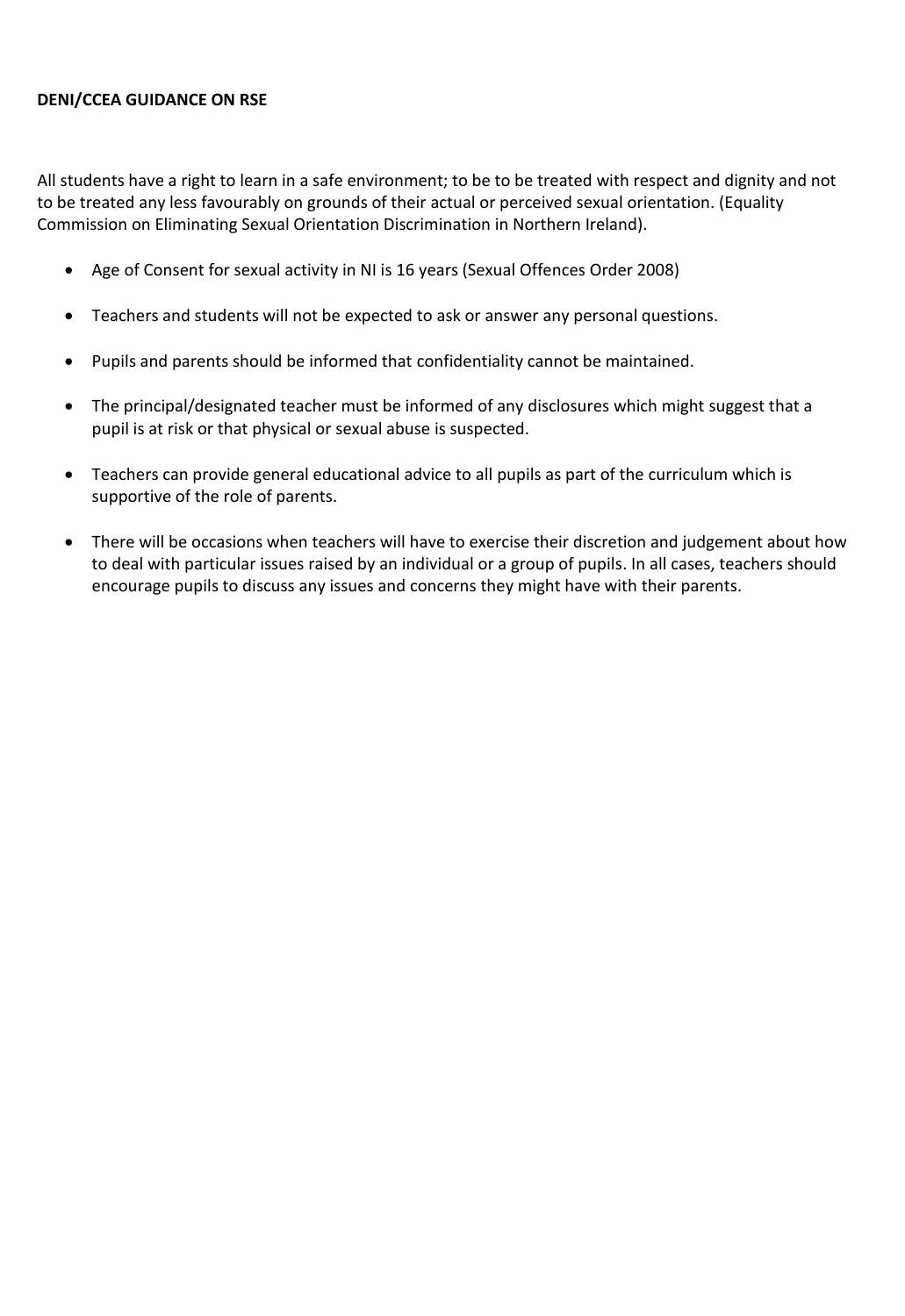**DENI/CCEA GUIDANCE ON RSE**

All students have a right to learn in a safe environment; to be to be treated with respect and dignity and not to be treated any less favourably on grounds of their actual or perceived sexual orientation. (Equality Commission on Eliminating Sexual Orientation Discrimination in Northern Ireland).

- Age of Consent for sexual activity in NI is 16 years (Sexual Offences Order 2008)
- Teachers and students will not be expected to ask or answer any personal questions.
- Pupils and parents should be informed that confidentiality cannot be maintained.
- The principal/designated teacher must be informed of any disclosures which might suggest that a pupil is at risk or that physical or sexual abuse is suspected.
- Teachers can provide general educational advice to all pupils as part of the curriculum which is supportive of the role of parents.
- There will be occasions when teachers will have to exercise their discretion and judgement about how to deal with particular issues raised by an individual or a group of pupils. In all cases, teachers should encourage pupils to discuss any issues and concerns they might have with their parents.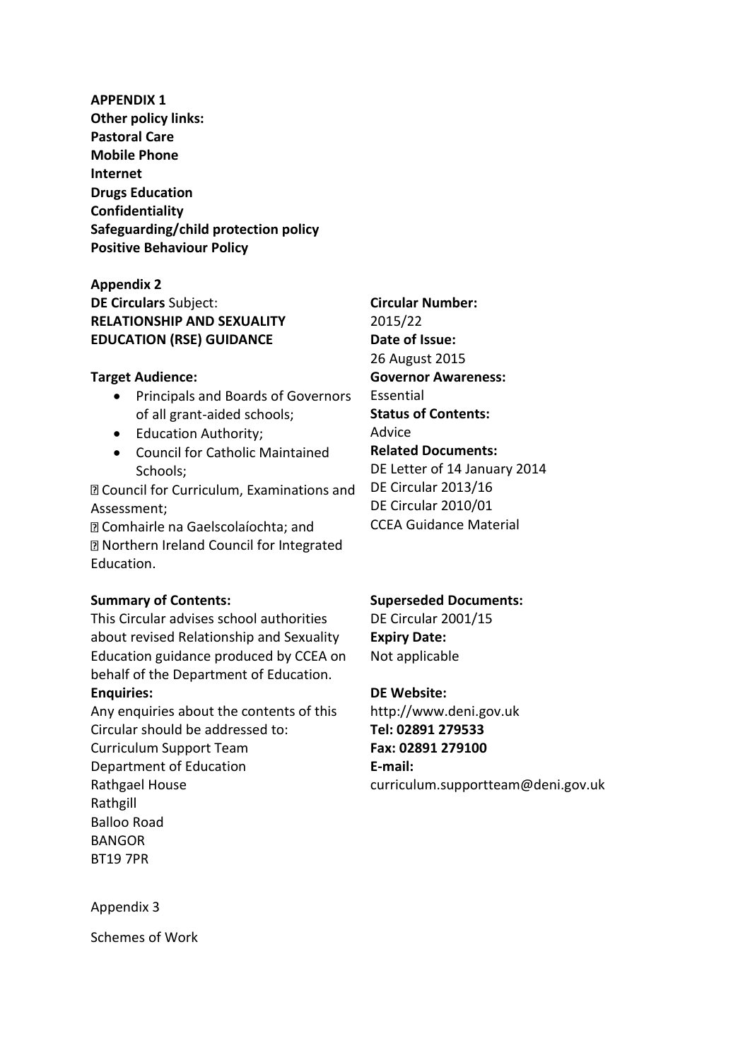**APPENDIX 1**
**Other policy links:**
**Pastoral Care**
**Mobile Phone**
**Internet**
**Drugs Education**
**Confidentiality**
**Safeguarding/child protection policy**
**Positive Behaviour Policy**

**Appendix 2**
**DE Circulars** Subject:
**RELATIONSHIP AND SEXUALITY EDUCATION (RSE) GUIDANCE**

**Target Audience:**

- Principals and Boards of Governors of all grant-aided schools;
- Education Authority;
- Council for Catholic Maintained Schools;
- Council for Curriculum, Examinations and Assessment;
- Comhairle na Gaelscolaíochta; and
- Northern Ireland Council for Integrated Education.

**Summary of Contents:**
This Circular advises school authorities about revised Relationship and Sexuality Education guidance produced by CCEA on behalf of the Department of Education.

**Enquiries:**
Any enquiries about the contents of this Circular should be addressed to:
Curriculum Support Team
Department of Education
Rathgael House
Rathgill
Balloo Road
BANGOR
BT19 7PR

**Circular Number:**
2015/22
**Date of Issue:**
26 August 2015
**Governor Awareness:**
Essential
**Status of Contents:**
Advice
**Related Documents:**
DE Letter of 14 January 2014
DE Circular 2013/16
DE Circular 2010/01
CCEA Guidance Material

**Superseded Documents:**
DE Circular 2001/15
**Expiry Date:**
Not applicable

**DE Website:**
http://www.deni.gov.uk
**Tel: 02891 279533**
**Fax: 02891 279100**
**E-mail:**
curriculum.supportteam@deni.gov.uk

Appendix 3

Schemes of Work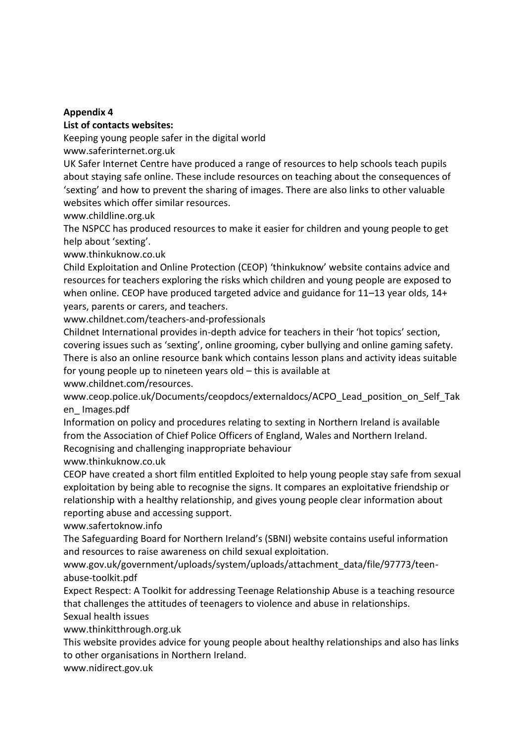**Appendix 4**

**List of contacts websites:**

Keeping young people safer in the digital world

www.saferinternet.org.uk

UK Safer Internet Centre have produced a range of resources to help schools teach pupils about staying safe online. These include resources on teaching about the consequences of 'sexting' and how to prevent the sharing of images. There are also links to other valuable websites which offer similar resources.

www.childline.org.uk

The NSPCC has produced resources to make it easier for children and young people to get help about 'sexting'.

www.thinkuknow.co.uk

Child Exploitation and Online Protection (CEOP) 'thinkuknow' website contains advice and resources for teachers exploring the risks which children and young people are exposed to when online. CEOP have produced targeted advice and guidance for 11–13 year olds, 14+ years, parents or carers, and teachers.

www.childnet.com/teachers-and-professionals

Childnet International provides in-depth advice for teachers in their 'hot topics' section, covering issues such as 'sexting', online grooming, cyber bullying and online gaming safety. There is also an online resource bank which contains lesson plans and activity ideas suitable for young people up to nineteen years old – this is available at www.childnet.com/resources.

www.ceop.police.uk/Documents/ceopdocs/externaldocs/ACPO_Lead_position_on_Self_Taken_ Images.pdf

Information on policy and procedures relating to sexting in Northern Ireland is available from the Association of Chief Police Officers of England, Wales and Northern Ireland.

Recognising and challenging inappropriate behaviour

www.thinkuknow.co.uk

CEOP have created a short film entitled Exploited to help young people stay safe from sexual exploitation by being able to recognise the signs. It compares an exploitative friendship or relationship with a healthy relationship, and gives young people clear information about reporting abuse and accessing support.

www.safertoknow.info

The Safeguarding Board for Northern Ireland's (SBNI) website contains useful information and resources to raise awareness on child sexual exploitation.

www.gov.uk/government/uploads/system/uploads/attachment_data/file/97773/teen-abuse-toolkit.pdf

Expect Respect: A Toolkit for addressing Teenage Relationship Abuse is a teaching resource that challenges the attitudes of teenagers to violence and abuse in relationships.

Sexual health issues

www.thinkitthrough.org.uk

This website provides advice for young people about healthy relationships and also has links to other organisations in Northern Ireland.

www.nidirect.gov.uk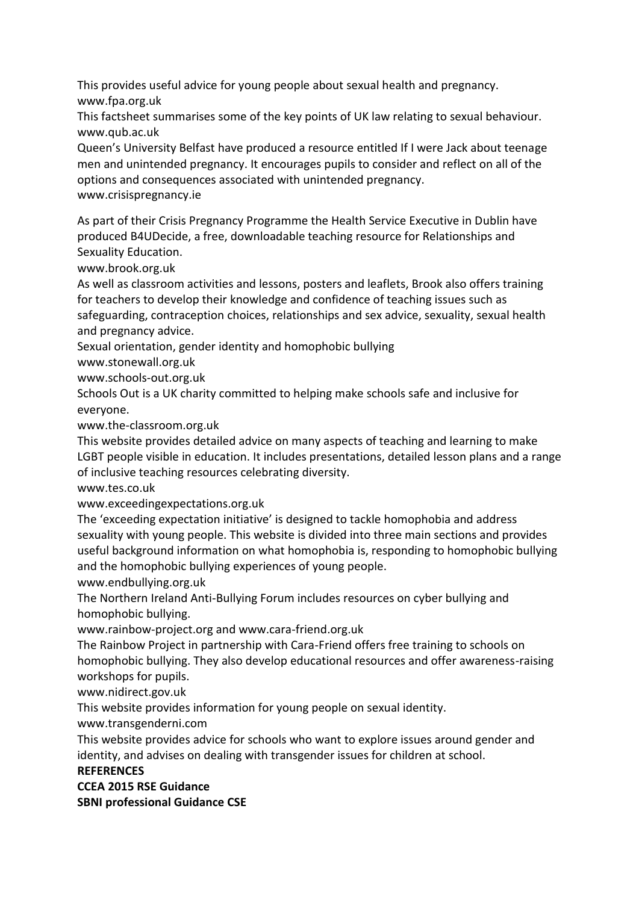This provides useful advice for young people about sexual health and pregnancy.
www.fpa.org.uk

This factsheet summarises some of the key points of UK law relating to sexual behaviour.
www.qub.ac.uk

Queen's University Belfast have produced a resource entitled If I were Jack about teenage men and unintended pregnancy. It encourages pupils to consider and reflect on all of the options and consequences associated with unintended pregnancy.
www.crisispregnancy.ie

As part of their Crisis Pregnancy Programme the Health Service Executive in Dublin have produced B4UDecide, a free, downloadable teaching resource for Relationships and Sexuality Education.
www.brook.org.uk

As well as classroom activities and lessons, posters and leaflets, Brook also offers training for teachers to develop their knowledge and confidence of teaching issues such as safeguarding, contraception choices, relationships and sex advice, sexuality, sexual health and pregnancy advice.

Sexual orientation, gender identity and homophobic bullying

www.stonewall.org.uk

www.schools-out.org.uk

Schools Out is a UK charity committed to helping make schools safe and inclusive for everyone.

www.the-classroom.org.uk

This website provides detailed advice on many aspects of teaching and learning to make LGBT people visible in education. It includes presentations, detailed lesson plans and a range of inclusive teaching resources celebrating diversity.

www.tes.co.uk

www.exceedingexpectations.org.uk

The 'exceeding expectation initiative' is designed to tackle homophobia and address sexuality with young people. This website is divided into three main sections and provides useful background information on what homophobia is, responding to homophobic bullying and the homophobic bullying experiences of young people.

www.endbullying.org.uk

The Northern Ireland Anti-Bullying Forum includes resources on cyber bullying and homophobic bullying.

www.rainbow-project.org and www.cara-friend.org.uk

The Rainbow Project in partnership with Cara-Friend offers free training to schools on homophobic bullying. They also develop educational resources and offer awareness-raising workshops for pupils.

www.nidirect.gov.uk

This website provides information for young people on sexual identity.

www.transgenderni.com

This website provides advice for schools who want to explore issues around gender and identity, and advises on dealing with transgender issues for children at school.

**REFERENCES**

**CCEA 2015 RSE Guidance**

**SBNI professional Guidance CSE**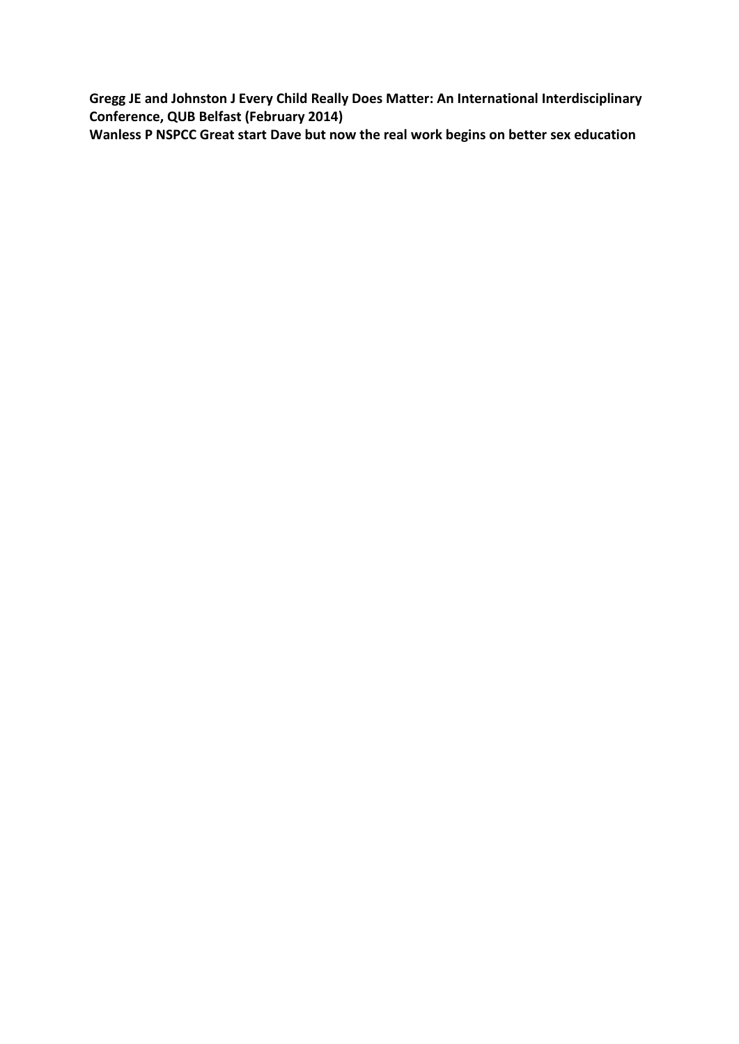**Gregg JE and Johnston J Every Child Really Does Matter: An International Interdisciplinary Conference, QUB Belfast (February 2014)**
**Wanless P NSPCC Great start Dave but now the real work begins on better sex education**